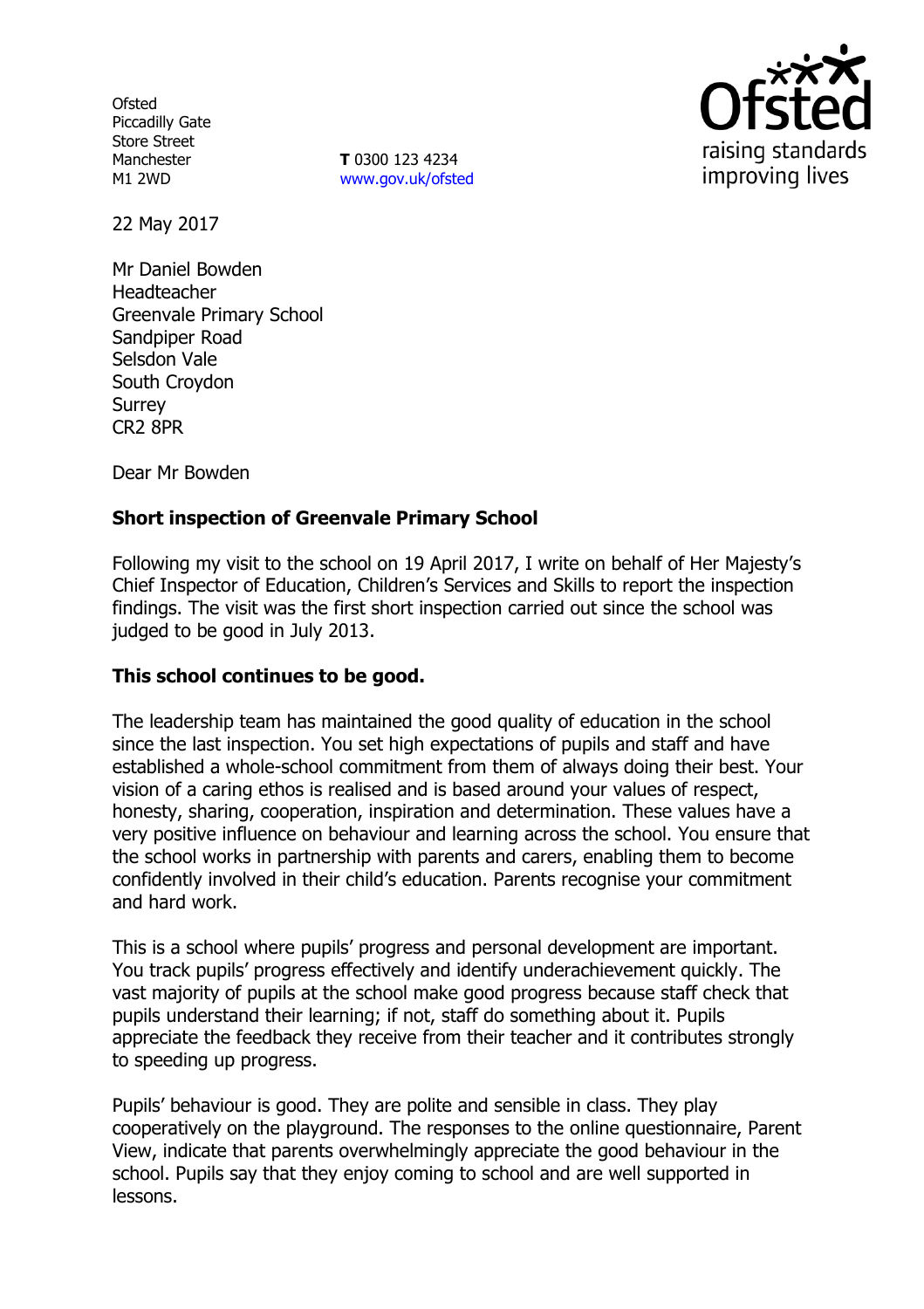Ofsted
Piccadilly Gate
Store Street
Manchester
M1 2WD

**T** 0300 123 4234
www.gov.uk/ofsted

raising standards
improving lives

22 May 2017

Mr Daniel Bowden
Headteacher
Greenvale Primary School
Sandpiper Road
Selsdon Vale
South Croydon
Surrey
CR2 8PR

Dear Mr Bowden

**Short inspection of Greenvale Primary School**

Following my visit to the school on 19 April 2017, I write on behalf of Her Majesty's Chief Inspector of Education, Children's Services and Skills to report the inspection findings. The visit was the first short inspection carried out since the school was judged to be good in July 2013.

**This school continues to be good.**

The leadership team has maintained the good quality of education in the school since the last inspection. You set high expectations of pupils and staff and have established a whole-school commitment from them of always doing their best. Your vision of a caring ethos is realised and is based around your values of respect, honesty, sharing, cooperation, inspiration and determination. These values have a very positive influence on behaviour and learning across the school. You ensure that the school works in partnership with parents and carers, enabling them to become confidently involved in their child's education. Parents recognise your commitment and hard work.

This is a school where pupils' progress and personal development are important. You track pupils' progress effectively and identify underachievement quickly. The vast majority of pupils at the school make good progress because staff check that pupils understand their learning; if not, staff do something about it. Pupils appreciate the feedback they receive from their teacher and it contributes strongly to speeding up progress.

Pupils' behaviour is good. They are polite and sensible in class. They play cooperatively on the playground. The responses to the online questionnaire, Parent View, indicate that parents overwhelmingly appreciate the good behaviour in the school. Pupils say that they enjoy coming to school and are well supported in lessons.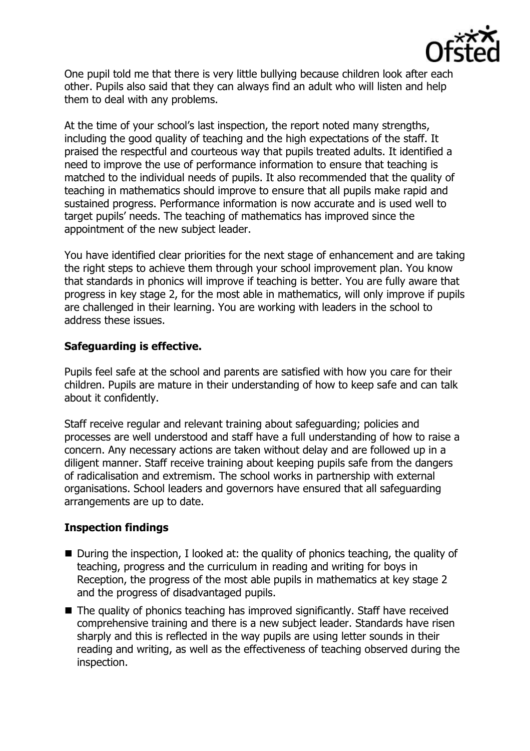One pupil told me that there is very little bullying because children look after each other. Pupils also said that they can always find an adult who will listen and help them to deal with any problems.

At the time of your school's last inspection, the report noted many strengths, including the good quality of teaching and the high expectations of the staff. It praised the respectful and courteous way that pupils treated adults. It identified a need to improve the use of performance information to ensure that teaching is matched to the individual needs of pupils. It also recommended that the quality of teaching in mathematics should improve to ensure that all pupils make rapid and sustained progress. Performance information is now accurate and is used well to target pupils' needs. The teaching of mathematics has improved since the appointment of the new subject leader.

You have identified clear priorities for the next stage of enhancement and are taking the right steps to achieve them through your school improvement plan. You know that standards in phonics will improve if teaching is better. You are fully aware that progress in key stage 2, for the most able in mathematics, will only improve if pupils are challenged in their learning. You are working with leaders in the school to address these issues.

**Safeguarding is effective.**

Pupils feel safe at the school and parents are satisfied with how you care for their children. Pupils are mature in their understanding of how to keep safe and can talk about it confidently.

Staff receive regular and relevant training about safeguarding; policies and processes are well understood and staff have a full understanding of how to raise a concern. Any necessary actions are taken without delay and are followed up in a diligent manner. Staff receive training about keeping pupils safe from the dangers of radicalisation and extremism. The school works in partnership with external organisations. School leaders and governors have ensured that all safeguarding arrangements are up to date.

**Inspection findings**

- During the inspection, I looked at: the quality of phonics teaching, the quality of teaching, progress and the curriculum in reading and writing for boys in Reception, the progress of the most able pupils in mathematics at key stage 2 and the progress of disadvantaged pupils.
- The quality of phonics teaching has improved significantly. Staff have received comprehensive training and there is a new subject leader. Standards have risen sharply and this is reflected in the way pupils are using letter sounds in their reading and writing, as well as the effectiveness of teaching observed during the inspection.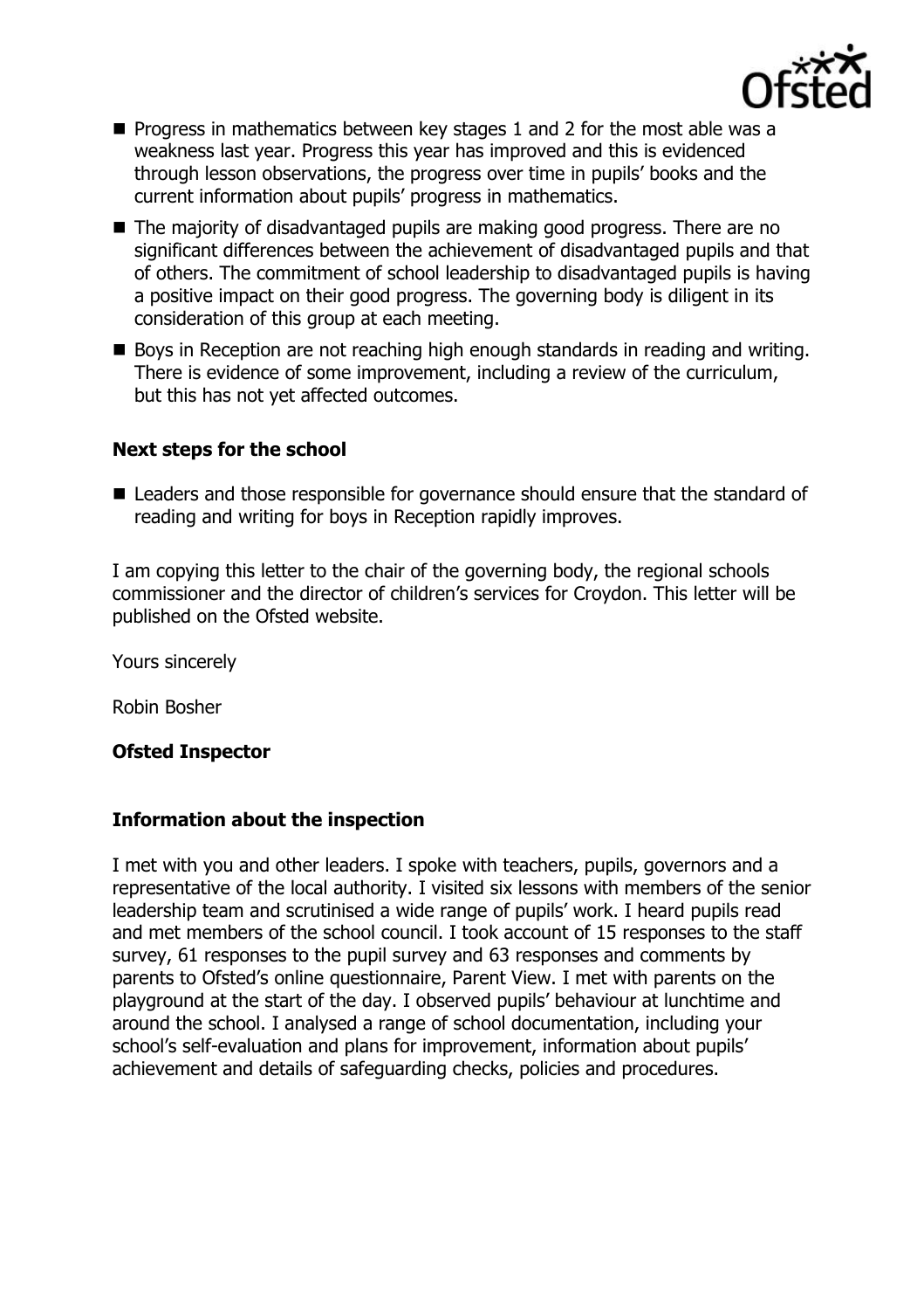- Progress in mathematics between key stages 1 and 2 for the most able was a weakness last year. Progress this year has improved and this is evidenced through lesson observations, the progress over time in pupils' books and the current information about pupils' progress in mathematics.
- The majority of disadvantaged pupils are making good progress. There are no significant differences between the achievement of disadvantaged pupils and that of others. The commitment of school leadership to disadvantaged pupils is having a positive impact on their good progress. The governing body is diligent in its consideration of this group at each meeting.
- Boys in Reception are not reaching high enough standards in reading and writing. There is evidence of some improvement, including a review of the curriculum, but this has not yet affected outcomes.

### Next steps for the school

- Leaders and those responsible for governance should ensure that the standard of reading and writing for boys in Reception rapidly improves.

I am copying this letter to the chair of the governing body, the regional schools commissioner and the director of children's services for Croydon. This letter will be published on the Ofsted website.

Yours sincerely

Robin Bosher

**Ofsted Inspector**

### Information about the inspection

I met with you and other leaders. I spoke with teachers, pupils, governors and a representative of the local authority. I visited six lessons with members of the senior leadership team and scrutinised a wide range of pupils' work. I heard pupils read and met members of the school council. I took account of 15 responses to the staff survey, 61 responses to the pupil survey and 63 responses and comments by parents to Ofsted's online questionnaire, Parent View. I met with parents on the playground at the start of the day. I observed pupils' behaviour at lunchtime and around the school. I analysed a range of school documentation, including your school's self-evaluation and plans for improvement, information about pupils' achievement and details of safeguarding checks, policies and procedures.